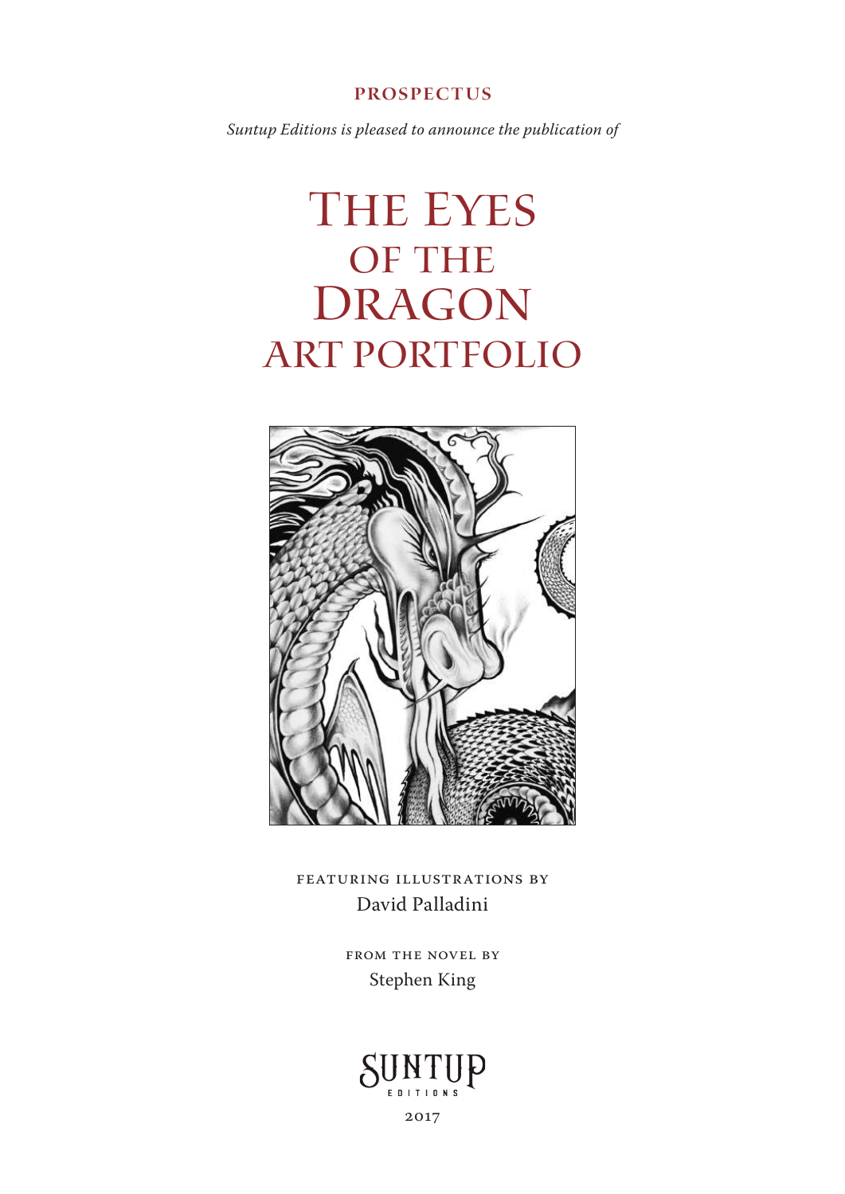**PROSPECTUS**

*Suntup Editions is pleased to announce the publication of*

# The Eyes of the Dragon Art Portfolio

FEATURING ILLUSTRATIONS BY

David Palladini

FROM THE NOVEL BY

Stephen King

SUNTUP EDITIONS

2017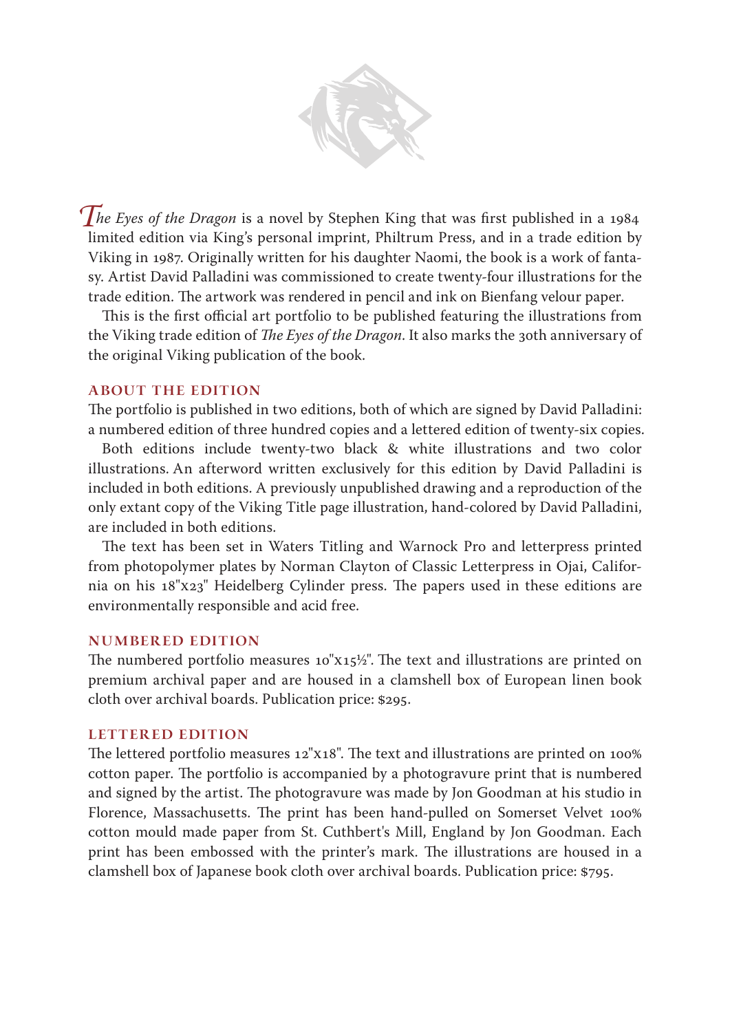*The Eyes of the Dragon* is a novel by Stephen King that was first published in a 1984 limited edition via King's personal imprint, Philtrum Press, and in a trade edition by Viking in 1987. Originally written for his daughter Naomi, the book is a work of fantasy. Artist David Palladini was commissioned to create twenty-four illustrations for the trade edition. The artwork was rendered in pencil and ink on Bienfang velour paper.

This is the first official art portfolio to be published featuring the illustrations from the Viking trade edition of *The Eyes of the Dragon*. It also marks the 30th anniversary of the original Viking publication of the book.

## ABOUT THE EDITION

The portfolio is published in two editions, both of which are signed by David Palladini: a numbered edition of three hundred copies and a lettered edition of twenty-six copies.

Both editions include twenty-two black & white illustrations and two color illustrations. An afterword written exclusively for this edition by David Palladini is included in both editions. A previously unpublished drawing and a reproduction of the only extant copy of the Viking Title page illustration, hand-colored by David Palladini, are included in both editions.

The text has been set in Waters Titling and Warnock Pro and letterpress printed from photopolymer plates by Norman Clayton of Classic Letterpress in Ojai, California on his 18"x23" Heidelberg Cylinder press. The papers used in these editions are environmentally responsible and acid free.

## NUMBERED EDITION

The numbered portfolio measures 10"x15½". The text and illustrations are printed on premium archival paper and are housed in a clamshell box of European linen book cloth over archival boards. Publication price: $295.

## LETTERED EDITION

The lettered portfolio measures 12"x18". The text and illustrations are printed on 100% cotton paper. The portfolio is accompanied by a photogravure print that is numbered and signed by the artist. The photogravure was made by Jon Goodman at his studio in Florence, Massachusetts. The print has been hand-pulled on Somerset Velvet 100% cotton mould made paper from St. Cuthbert's Mill, England by Jon Goodman. Each print has been embossed with the printer's mark. The illustrations are housed in a clamshell box of Japanese book cloth over archival boards. Publication price: $795.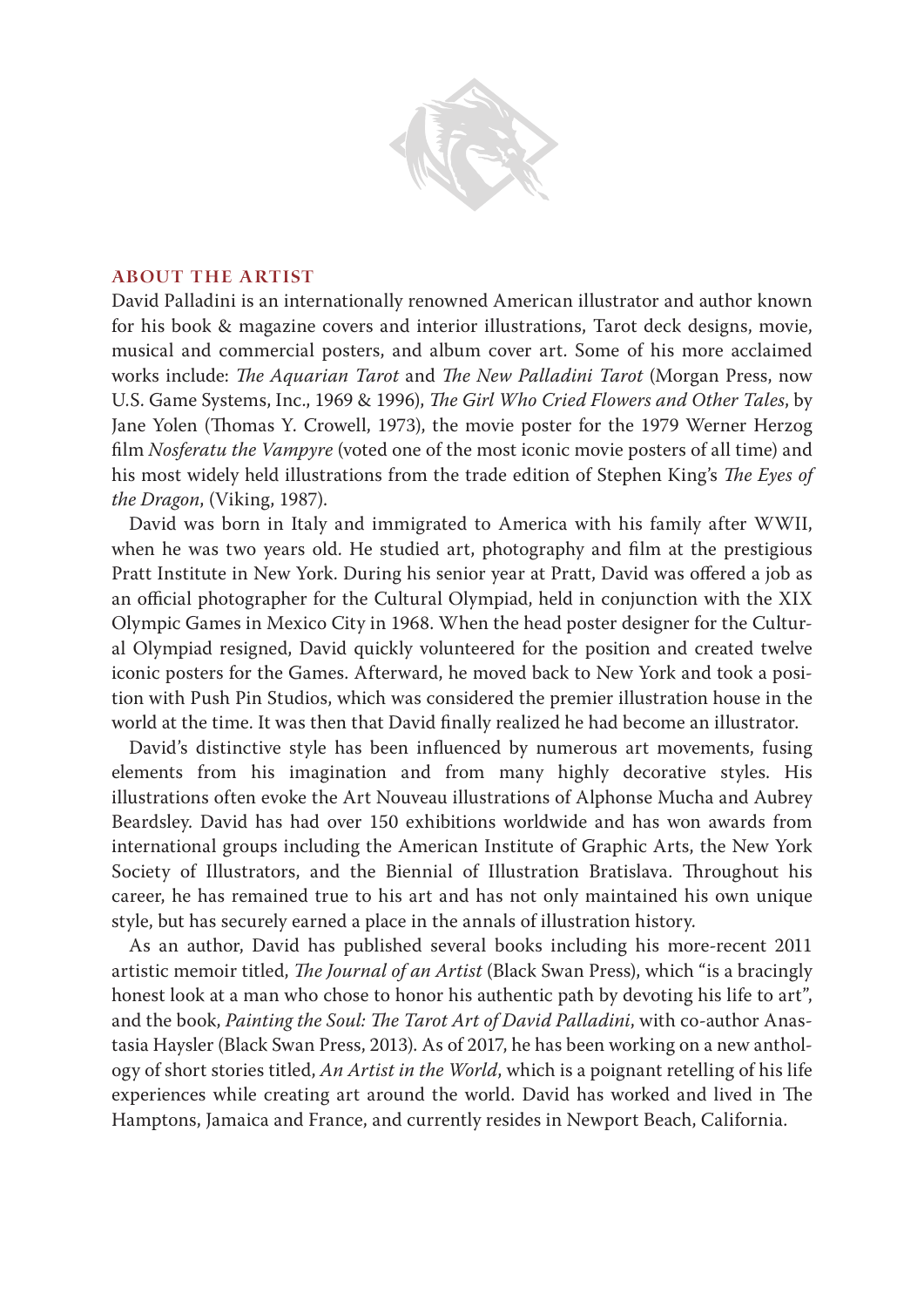## ABOUT THE ARTIST

David Palladini is an internationally renowned American illustrator and author known for his book & magazine covers and interior illustrations, Tarot deck designs, movie, musical and commercial posters, and album cover art. Some of his more acclaimed works include: *The Aquarian Tarot* and *The New Palladini Tarot* (Morgan Press, now U.S. Game Systems, Inc., 1969 & 1996), *The Girl Who Cried Flowers and Other Tales*, by Jane Yolen (Thomas Y. Crowell, 1973), the movie poster for the 1979 Werner Herzog film *Nosferatu the Vampyre* (voted one of the most iconic movie posters of all time) and his most widely held illustrations from the trade edition of Stephen King's *The Eyes of the Dragon*, (Viking, 1987).

David was born in Italy and immigrated to America with his family after WWII, when he was two years old. He studied art, photography and film at the prestigious Pratt Institute in New York. During his senior year at Pratt, David was offered a job as an official photographer for the Cultural Olympiad, held in conjunction with the XIX Olympic Games in Mexico City in 1968. When the head poster designer for the Cultural Olympiad resigned, David quickly volunteered for the position and created twelve iconic posters for the Games. Afterward, he moved back to New York and took a position with Push Pin Studios, which was considered the premier illustration house in the world at the time. It was then that David finally realized he had become an illustrator.

David's distinctive style has been influenced by numerous art movements, fusing elements from his imagination and from many highly decorative styles. His illustrations often evoke the Art Nouveau illustrations of Alphonse Mucha and Aubrey Beardsley. David has had over 150 exhibitions worldwide and has won awards from international groups including the American Institute of Graphic Arts, the New York Society of Illustrators, and the Biennial of Illustration Bratislava. Throughout his career, he has remained true to his art and has not only maintained his own unique style, but has securely earned a place in the annals of illustration history.

As an author, David has published several books including his more-recent 2011 artistic memoir titled, *The Journal of an Artist* (Black Swan Press), which "is a bracingly honest look at a man who chose to honor his authentic path by devoting his life to art", and the book, *Painting the Soul: The Tarot Art of David Palladini*, with co-author Anastasia Haysler (Black Swan Press, 2013). As of 2017, he has been working on a new anthology of short stories titled, *An Artist in the World*, which is a poignant retelling of his life experiences while creating art around the world. David has worked and lived in The Hamptons, Jamaica and France, and currently resides in Newport Beach, California.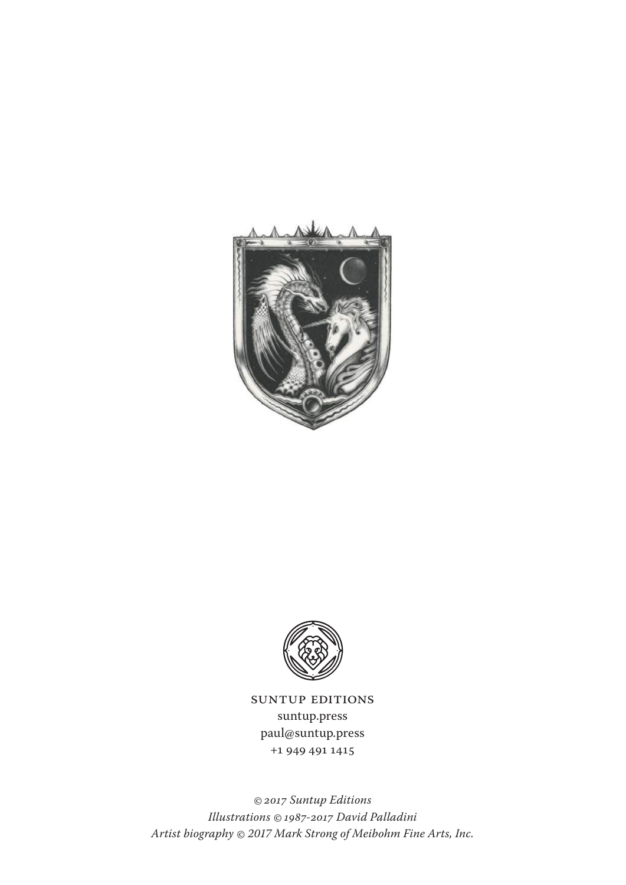SUNTUP EDITIONS

suntup.press

paul@suntup.press

+1 949 491 1415

*© 2017 Suntup Editions*

*Illustrations © 1987-2017 David Palladini*

*Artist biography © 2017 Mark Strong of Meibohm Fine Arts, Inc.*